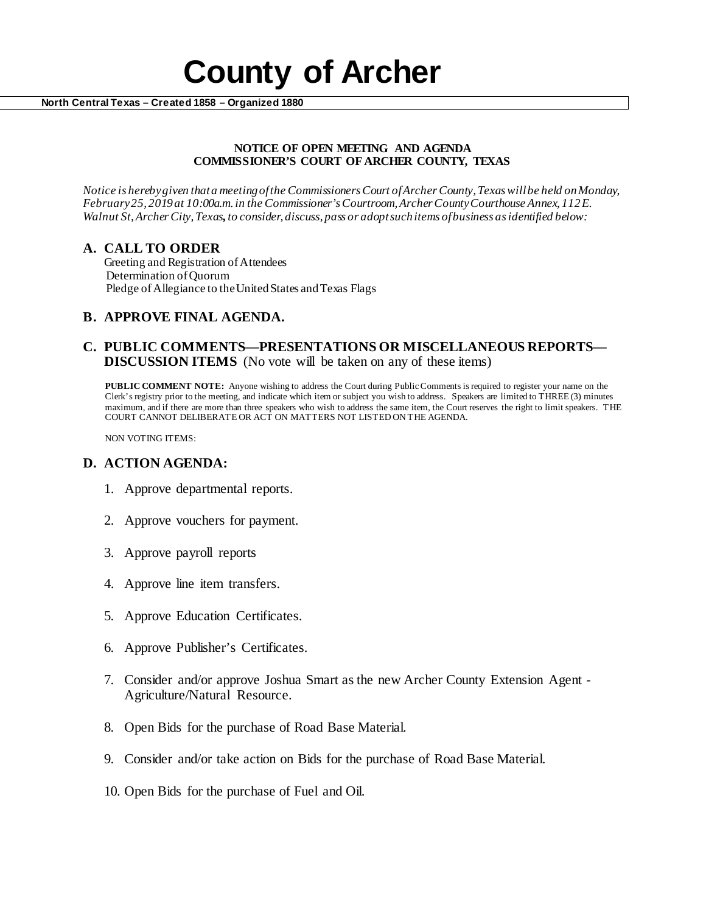# County of Archer

**North Central Texas – Created 1858 – Organized 1880**

**NOTICE OF OPEN MEETING AND AGENDA**
**COMMISSIONER'S COURT OF ARCHER COUNTY, TEXAS**

*Notice is hereby given that a meeting of the Commissioners Court of Archer County, Texas will be held on Monday, February 25, 2019 at 10:00a.m. in the Commissioner's Courtroom, Archer County Courthouse Annex, 112 E. Walnut St, Archer City, Texas, to consider, discuss, pass or adopt such items of business as identified below:*

## A. CALL TO ORDER

Greeting and Registration of Attendees
Determination of Quorum
Pledge of Allegiance to the United States and Texas Flags

## B. APPROVE FINAL AGENDA.

## C. PUBLIC COMMENTS—PRESENTATIONS OR MISCELLANEOUS REPORTS—DISCUSSION ITEMS (No vote will be taken on any of these items)

**PUBLIC COMMENT NOTE:** Anyone wishing to address the Court during Public Comments is required to register your name on the Clerk's registry prior to the meeting, and indicate which item or subject you wish to address. Speakers are limited to THREE (3) minutes maximum, and if there are more than three speakers who wish to address the same item, the Court reserves the right to limit speakers. THE COURT CANNOT DELIBERATE OR ACT ON MATTERS NOT LISTED ON THE AGENDA.

NON VOTING ITEMS:

## D. ACTION AGENDA:

1. Approve departmental reports.
2. Approve vouchers for payment.
3. Approve payroll reports
4. Approve line item transfers.
5. Approve Education Certificates.
6. Approve Publisher's Certificates.
7. Consider and/or approve Joshua Smart as the new Archer County Extension Agent - Agriculture/Natural Resource.
8. Open Bids for the purchase of Road Base Material.
9. Consider and/or take action on Bids for the purchase of Road Base Material.
10. Open Bids for the purchase of Fuel and Oil.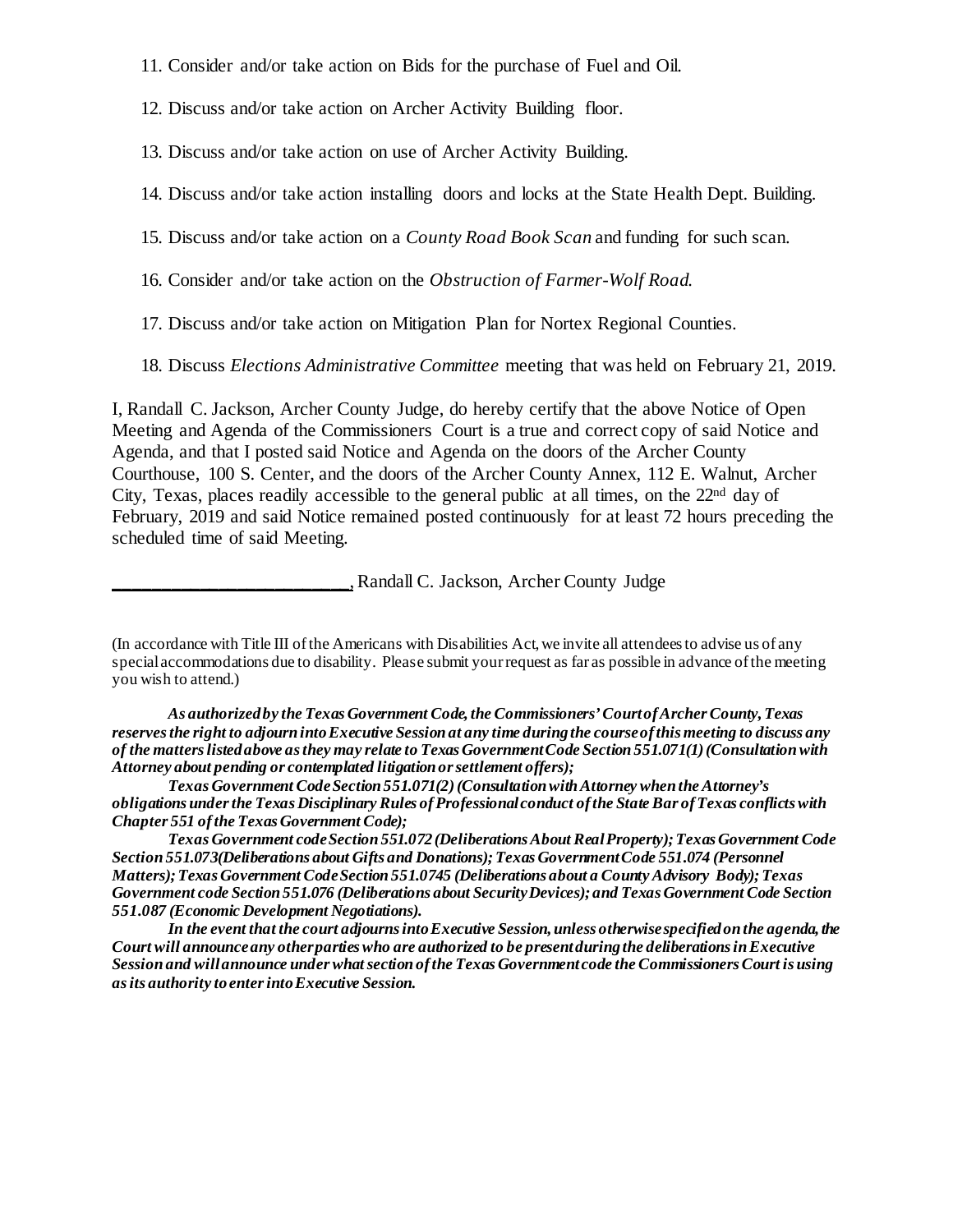11. Consider and/or take action on Bids for the purchase of Fuel and Oil.

12. Discuss and/or take action on Archer Activity Building floor.

13. Discuss and/or take action on use of Archer Activity Building.

14. Discuss and/or take action installing doors and locks at the State Health Dept. Building.

15. Discuss and/or take action on a *County Road Book Scan* and funding for such scan.

16. Consider and/or take action on the *Obstruction of Farmer-Wolf Road.*

17. Discuss and/or take action on Mitigation Plan for Nortex Regional Counties.

18. Discuss *Elections Administrative Committee* meeting that was held on February 21, 2019.

I, Randall C. Jackson, Archer County Judge, do hereby certify that the above Notice of Open Meeting and Agenda of the Commissioners Court is a true and correct copy of said Notice and Agenda, and that I posted said Notice and Agenda on the doors of the Archer County Courthouse, 100 S. Center, and the doors of the Archer County Annex, 112 E. Walnut, Archer City, Texas, places readily accessible to the general public at all times, on the 22nd day of February, 2019 and said Notice remained posted continuously for at least 72 hours preceding the scheduled time of said Meeting.

_________________________, Randall C. Jackson, Archer County Judge

(In accordance with Title III of the Americans with Disabilities Act, we invite all attendees to advise us of any special accommodations due to disability. Please submit your request as far as possible in advance of the meeting you wish to attend.)

***As authorized by the Texas Government Code, the Commissioners' Court of Archer County, Texas reserves the right to adjourn into Executive Session at any time during the course of this meeting to discuss any of the matters listed above as they may relate to Texas Government Code Section 551.071(1) (Consultation with Attorney about pending or contemplated litigation or settlement offers);***

***Texas Government Code Section 551.071(2) (Consultation with Attorney when the Attorney's obligations under the Texas Disciplinary Rules of Professional conduct of the State Bar of Texas conflicts with Chapter 551 of the Texas Government Code);***

***Texas Government code Section 551.072 (Deliberations About Real Property); Texas Government Code Section 551.073(Deliberations about Gifts and Donations); Texas Government Code 551.074 (Personnel Matters); Texas Government Code Section 551.0745 (Deliberations about a County Advisory Body); Texas Government code Section 551.076 (Deliberations about Security Devices); and Texas Government Code Section 551.087 (Economic Development Negotiations).***

***In the event that the court adjourns into Executive Session, unless otherwise specified on the agenda, the Court will announce any other parties who are authorized to be present during the deliberations in Executive Session and will announce under what section of the Texas Government code the Commissioners Court is using as its authority to enter into Executive Session.***